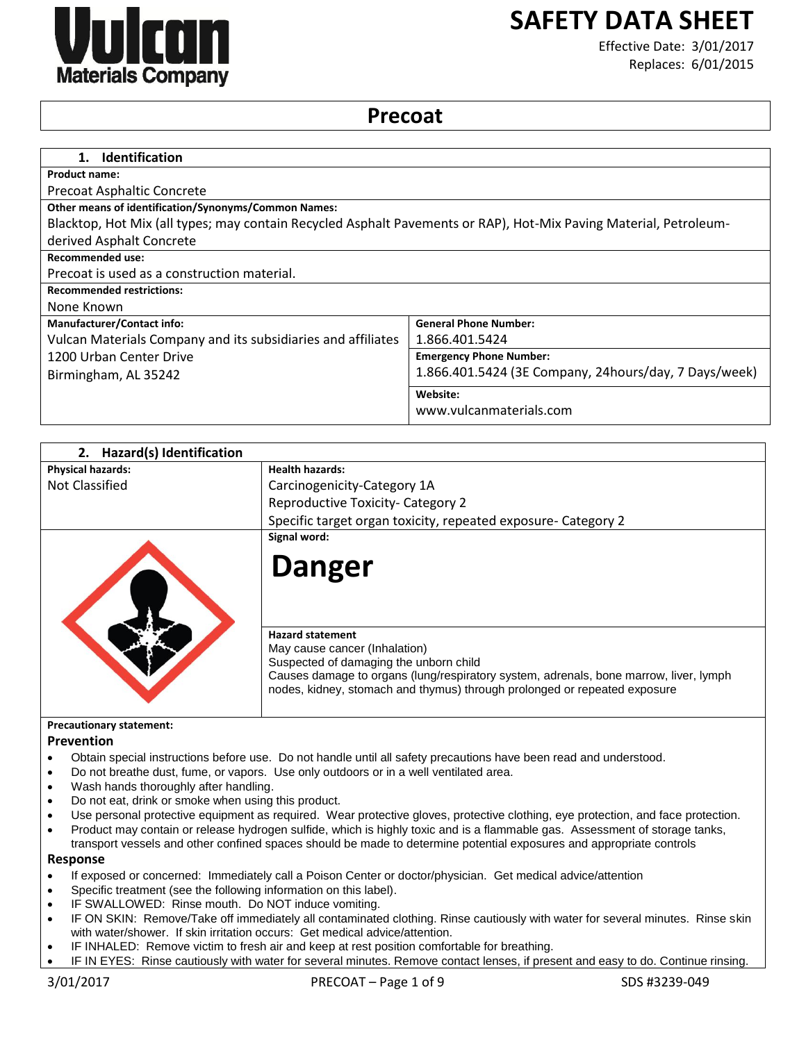Vulcan Materials Company

# SAFETY DATA SHEET

Effective Date: 3/01/2017
Replaces: 6/01/2015

# Precoat

## 1. Identification

**Product name:**

Precoat Asphaltic Concrete

**Other means of identification/Synonyms/Common Names:**

Blacktop, Hot Mix (all types; may contain Recycled Asphalt Pavements or RAP), Hot-Mix Paving Material, Petroleum-derived Asphalt Concrete

**Recommended use:**

Precoat is used as a construction material.

**Recommended restrictions:**

None Known

| **Manufacturer/Contact info:** | **General Phone Number:** |
| --- | --- |
| Vulcan Materials Company and its subsidiaries and affiliates<br>1200 Urban Center Drive<br>Birmingham, AL 35242 | 1.866.401.5424 |
| | **Emergency Phone Number:**<br>1.866.401.5424 (3E Company, 24hours/day, 7 Days/week) |
| | **Website:**<br>www.vulcanmaterials.com |

## 2. Hazard(s) Identification

| **Physical hazards:** | **Health hazards:** |
| --- | --- |
| Not Classified | Carcinogenicity-Category 1A<br>Reproductive Toxicity- Category 2<br>Specific target organ toxicity, repeated exposure- Category 2 |

**Signal word:**

**Danger**

**Hazard statement**

May cause cancer (Inhalation)
Suspected of damaging the unborn child
Causes damage to organs (lung/respiratory system, adrenals, bone marrow, liver, lymph nodes, kidney, stomach and thymus) through prolonged or repeated exposure

**Precautionary statement:**

### Prevention

- Obtain special instructions before use. Do not handle until all safety precautions have been read and understood.
- Do not breathe dust, fume, or vapors. Use only outdoors or in a well ventilated area.
- Wash hands thoroughly after handling.
- Do not eat, drink or smoke when using this product.
- Use personal protective equipment as required. Wear protective gloves, protective clothing, eye protection, and face protection.
- Product may contain or release hydrogen sulfide, which is highly toxic and is a flammable gas. Assessment of storage tanks, transport vessels and other confined spaces should be made to determine potential exposures and appropriate controls

### Response

- If exposed or concerned: Immediately call a Poison Center or doctor/physician. Get medical advice/attention
- Specific treatment (see the following information on this label).
- IF SWALLOWED: Rinse mouth. Do NOT induce vomiting.
- IF ON SKIN: Remove/Take off immediately all contaminated clothing. Rinse cautiously with water for several minutes. Rinse skin with water/shower. If skin irritation occurs: Get medical advice/attention.
- IF INHALED: Remove victim to fresh air and keep at rest position comfortable for breathing.
- IF IN EYES: Rinse cautiously with water for several minutes. Remove contact lenses, if present and easy to do. Continue rinsing.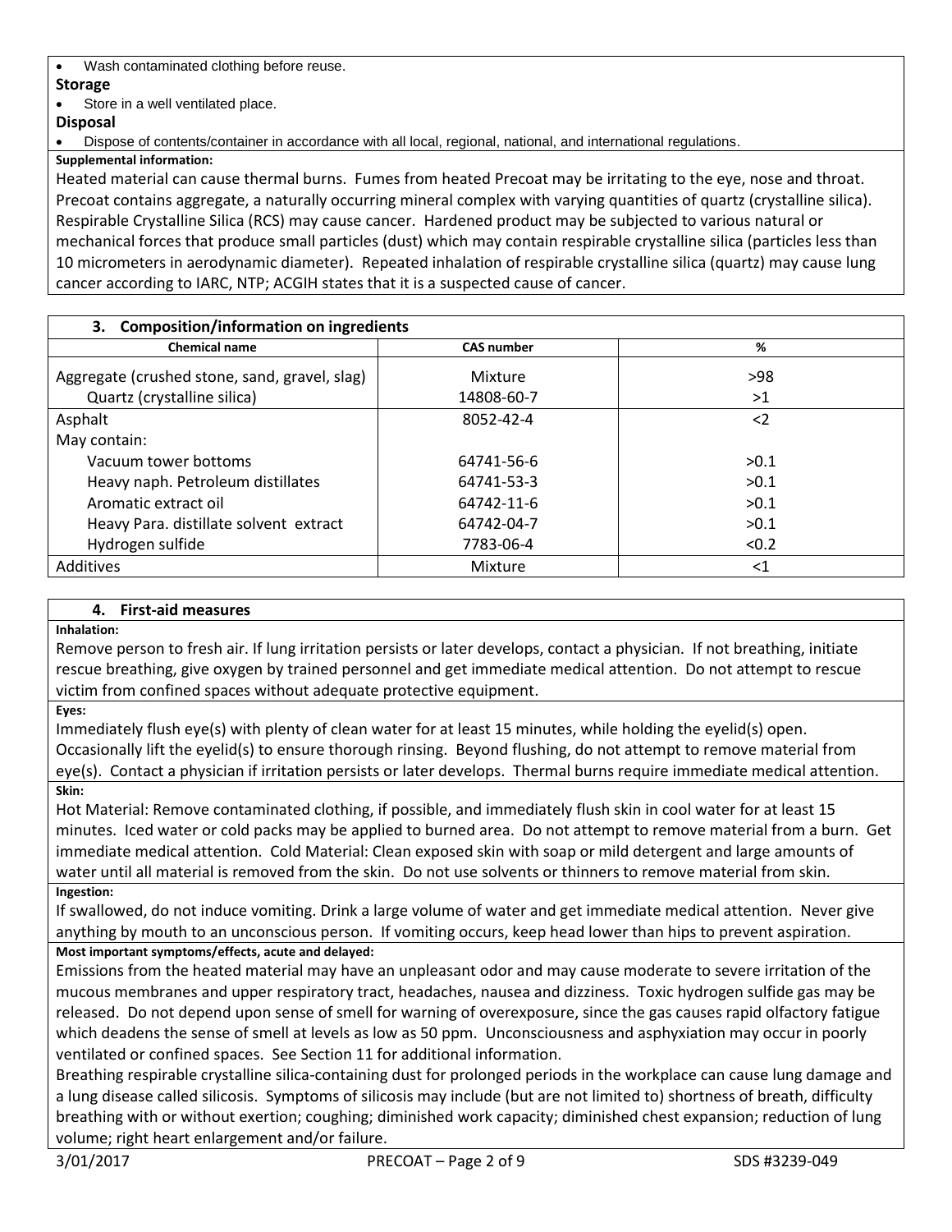- Wash contaminated clothing before reuse.

**Storage**

- Store in a well ventilated place.

**Disposal**

- Dispose of contents/container in accordance with all local, regional, national, and international regulations.

**Supplemental information:**

Heated material can cause thermal burns. Fumes from heated Precoat may be irritating to the eye, nose and throat. Precoat contains aggregate, a naturally occurring mineral complex with varying quantities of quartz (crystalline silica). Respirable Crystalline Silica (RCS) may cause cancer. Hardened product may be subjected to various natural or mechanical forces that produce small particles (dust) which may contain respirable crystalline silica (particles less than 10 micrometers in aerodynamic diameter). Repeated inhalation of respirable crystalline silica (quartz) may cause lung cancer according to IARC, NTP; ACGIH states that it is a suspected cause of cancer.

## 3. Composition/information on ingredients

| Chemical name | CAS number | % |
|---|---|---|
| Aggregate (crushed stone, sand, gravel, slag) | Mixture | >98 |
| Quartz (crystalline silica) | 14808-60-7 | >1 |
| Asphalt | 8052-42-4 | <2 |
| May contain: | | |
| Vacuum tower bottoms | 64741-56-6 | >0.1 |
| Heavy naph. Petroleum distillates | 64741-53-3 | >0.1 |
| Aromatic extract oil | 64742-11-6 | >0.1 |
| Heavy Para. distillate solvent extract | 64742-04-7 | >0.1 |
| Hydrogen sulfide | 7783-06-4 | <0.2 |
| Additives | Mixture | <1 |

## 4. First-aid measures

**Inhalation:**

Remove person to fresh air. If lung irritation persists or later develops, contact a physician. If not breathing, initiate rescue breathing, give oxygen by trained personnel and get immediate medical attention. Do not attempt to rescue victim from confined spaces without adequate protective equipment.

**Eyes:**

Immediately flush eye(s) with plenty of clean water for at least 15 minutes, while holding the eyelid(s) open. Occasionally lift the eyelid(s) to ensure thorough rinsing. Beyond flushing, do not attempt to remove material from eye(s). Contact a physician if irritation persists or later develops. Thermal burns require immediate medical attention.

**Skin:**

Hot Material: Remove contaminated clothing, if possible, and immediately flush skin in cool water for at least 15 minutes. Iced water or cold packs may be applied to burned area. Do not attempt to remove material from a burn. Get immediate medical attention. Cold Material: Clean exposed skin with soap or mild detergent and large amounts of water until all material is removed from the skin. Do not use solvents or thinners to remove material from skin.

**Ingestion:**

If swallowed, do not induce vomiting. Drink a large volume of water and get immediate medical attention. Never give anything by mouth to an unconscious person. If vomiting occurs, keep head lower than hips to prevent aspiration.

**Most important symptoms/effects, acute and delayed:**

Emissions from the heated material may have an unpleasant odor and may cause moderate to severe irritation of the mucous membranes and upper respiratory tract, headaches, nausea and dizziness. Toxic hydrogen sulfide gas may be released. Do not depend upon sense of smell for warning of overexposure, since the gas causes rapid olfactory fatigue which deadens the sense of smell at levels as low as 50 ppm. Unconsciousness and asphyxiation may occur in poorly ventilated or confined spaces. See Section 11 for additional information.

Breathing respirable crystalline silica-containing dust for prolonged periods in the workplace can cause lung damage and a lung disease called silicosis. Symptoms of silicosis may include (but are not limited to) shortness of breath, difficulty breathing with or without exertion; coughing; diminished work capacity; diminished chest expansion; reduction of lung volume; right heart enlargement and/or failure.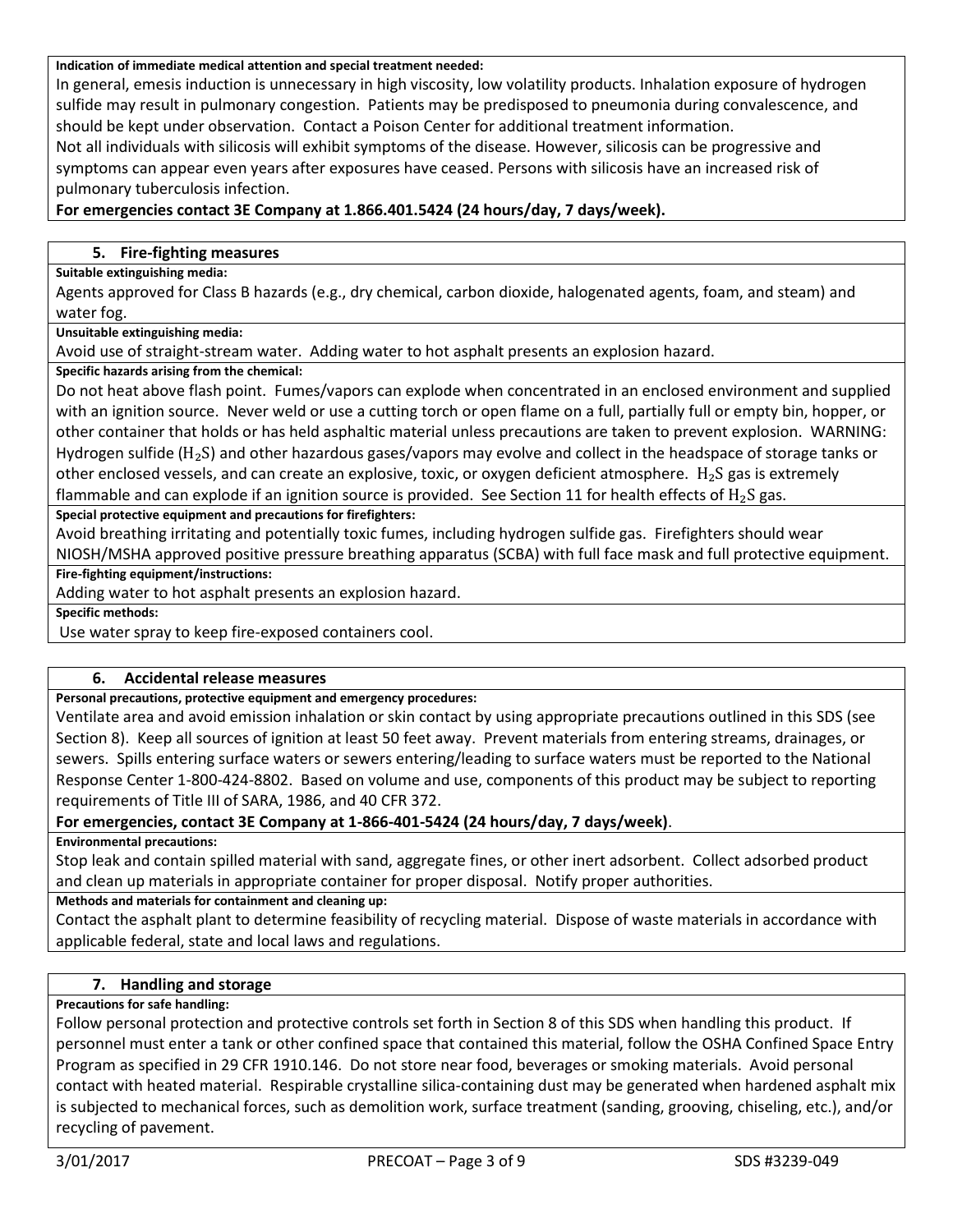**Indication of immediate medical attention and special treatment needed:**

In general, emesis induction is unnecessary in high viscosity, low volatility products. Inhalation exposure of hydrogen sulfide may result in pulmonary congestion. Patients may be predisposed to pneumonia during convalescence, and should be kept under observation. Contact a Poison Center for additional treatment information.

Not all individuals with silicosis will exhibit symptoms of the disease. However, silicosis can be progressive and symptoms can appear even years after exposures have ceased. Persons with silicosis have an increased risk of pulmonary tuberculosis infection.

**For emergencies contact 3E Company at 1.866.401.5424 (24 hours/day, 7 days/week).**

## 5. Fire-fighting measures

**Suitable extinguishing media:**

Agents approved for Class B hazards (e.g., dry chemical, carbon dioxide, halogenated agents, foam, and steam) and water fog.

**Unsuitable extinguishing media:**

Avoid use of straight-stream water. Adding water to hot asphalt presents an explosion hazard.

**Specific hazards arising from the chemical:**

Do not heat above flash point. Fumes/vapors can explode when concentrated in an enclosed environment and supplied with an ignition source. Never weld or use a cutting torch or open flame on a full, partially full or empty bin, hopper, or other container that holds or has held asphaltic material unless precautions are taken to prevent explosion. WARNING: Hydrogen sulfide ($H_2S$) and other hazardous gases/vapors may evolve and collect in the headspace of storage tanks or other enclosed vessels, and can create an explosive, toxic, or oxygen deficient atmosphere. $H_2S$ gas is extremely flammable and can explode if an ignition source is provided. See Section 11 for health effects of $H_2S$ gas.

**Special protective equipment and precautions for firefighters:**

Avoid breathing irritating and potentially toxic fumes, including hydrogen sulfide gas. Firefighters should wear NIOSH/MSHA approved positive pressure breathing apparatus (SCBA) with full face mask and full protective equipment.

**Fire-fighting equipment/instructions:**

Adding water to hot asphalt presents an explosion hazard.

**Specific methods:**

Use water spray to keep fire-exposed containers cool.

## 6. Accidental release measures

**Personal precautions, protective equipment and emergency procedures:**

Ventilate area and avoid emission inhalation or skin contact by using appropriate precautions outlined in this SDS (see Section 8). Keep all sources of ignition at least 50 feet away. Prevent materials from entering streams, drainages, or sewers. Spills entering surface waters or sewers entering/leading to surface waters must be reported to the National Response Center 1-800-424-8802. Based on volume and use, components of this product may be subject to reporting requirements of Title III of SARA, 1986, and 40 CFR 372.

**For emergencies, contact 3E Company at 1-866-401-5424 (24 hours/day, 7 days/week)**.

**Environmental precautions:**

Stop leak and contain spilled material with sand, aggregate fines, or other inert adsorbent. Collect adsorbed product and clean up materials in appropriate container for proper disposal. Notify proper authorities.

**Methods and materials for containment and cleaning up:**

Contact the asphalt plant to determine feasibility of recycling material. Dispose of waste materials in accordance with applicable federal, state and local laws and regulations.

## 7. Handling and storage

**Precautions for safe handling:**

Follow personal protection and protective controls set forth in Section 8 of this SDS when handling this product. If personnel must enter a tank or other confined space that contained this material, follow the OSHA Confined Space Entry Program as specified in 29 CFR 1910.146. Do not store near food, beverages or smoking materials. Avoid personal contact with heated material. Respirable crystalline silica-containing dust may be generated when hardened asphalt mix is subjected to mechanical forces, such as demolition work, surface treatment (sanding, grooving, chiseling, etc.), and/or recycling of pavement.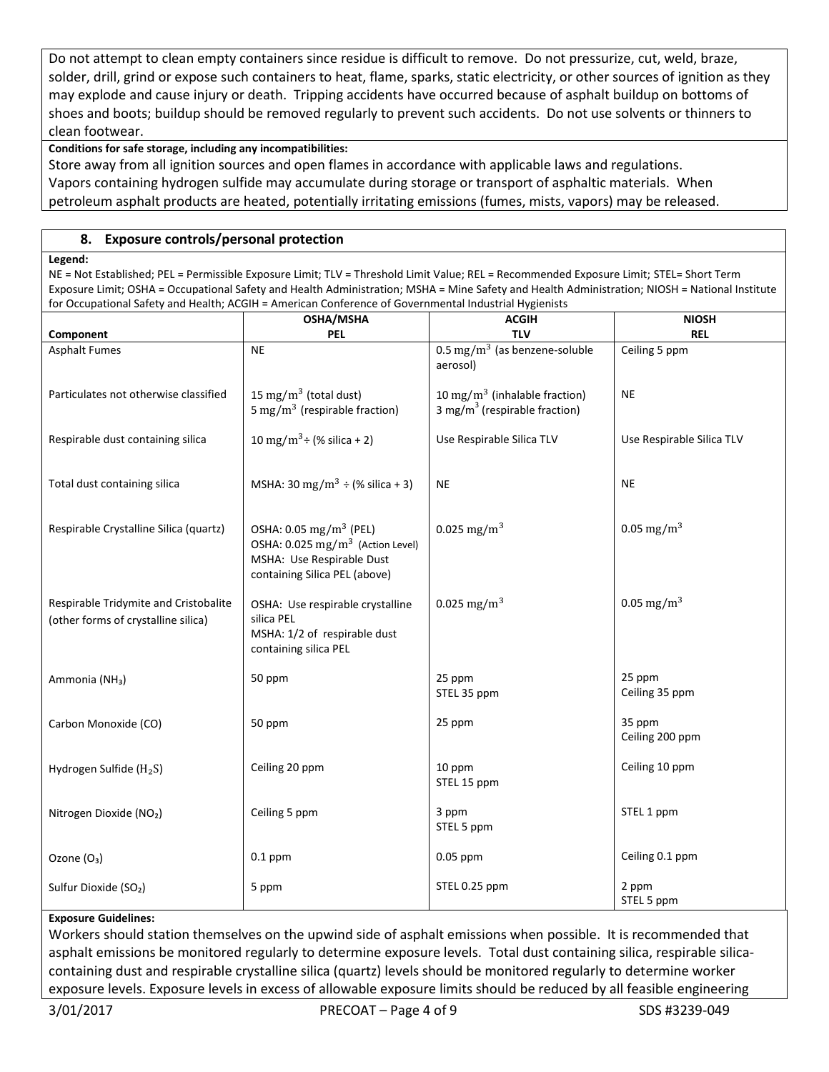Do not attempt to clean empty containers since residue is difficult to remove. Do not pressurize, cut, weld, braze, solder, drill, grind or expose such containers to heat, flame, sparks, static electricity, or other sources of ignition as they may explode and cause injury or death. Tripping accidents have occurred because of asphalt buildup on bottoms of shoes and boots; buildup should be removed regularly to prevent such accidents. Do not use solvents or thinners to clean footwear.

**Conditions for safe storage, including any incompatibilities:**

Store away from all ignition sources and open flames in accordance with applicable laws and regulations. Vapors containing hydrogen sulfide may accumulate during storage or transport of asphaltic materials. When petroleum asphalt products are heated, potentially irritating emissions (fumes, mists, vapors) may be released.

## 8. Exposure controls/personal protection

**Legend:**

NE = Not Established; PEL = Permissible Exposure Limit; TLV = Threshold Limit Value; REL = Recommended Exposure Limit; STEL= Short Term Exposure Limit; OSHA = Occupational Safety and Health Administration; MSHA = Mine Safety and Health Administration; NIOSH = National Institute for Occupational Safety and Health; ACGIH = American Conference of Governmental Industrial Hygienists

| Component | OSHA/MSHA PEL | ACGIH TLV | NIOSH REL |
|---|---|---|---|
| Asphalt Fumes | NE | 0.5 $mg/m^3$ (as benzene-soluble aerosol) | Ceiling 5 ppm |
| Particulates not otherwise classified | 15 $mg/m^3$ (total dust)<br>5 $mg/m^3$ (respirable fraction) | 10 $mg/m^3$ (inhalable fraction)<br>3 $mg/m^3$ (respirable fraction) | NE |
| Respirable dust containing silica | 10 $mg/m^3$ ÷ (% silica + 2) | Use Respirable Silica TLV | Use Respirable Silica TLV |
| Total dust containing silica | MSHA: 30 $mg/m^3$ ÷ (% silica + 3) | NE | NE |
| Respirable Crystalline Silica (quartz) | OSHA: 0.05 $mg/m^3$ (PEL)<br>OSHA: 0.025 $mg/m^3$ (Action Level)<br>MSHA: Use Respirable Dust containing Silica PEL (above) | 0.025 $mg/m^3$ | 0.05 $mg/m^3$ |
| Respirable Tridymite and Cristobalite (other forms of crystalline silica) | OSHA: Use respirable crystalline silica PEL<br>MSHA: 1/2 of respirable dust containing silica PEL | 0.025 $mg/m^3$ | 0.05 $mg/m^3$ |
| Ammonia ($NH_3$) | 50 ppm | 25 ppm<br>STEL 35 ppm | 25 ppm<br>Ceiling 35 ppm |
| Carbon Monoxide (CO) | 50 ppm | 25 ppm | 35 ppm<br>Ceiling 200 ppm |
| Hydrogen Sulfide ($H_2S$) | Ceiling 20 ppm | 10 ppm<br>STEL 15 ppm | Ceiling 10 ppm |
| Nitrogen Dioxide ($NO_2$) | Ceiling 5 ppm | 3 ppm<br>STEL 5 ppm | STEL 1 ppm |
| Ozone ($O_3$) | 0.1 ppm | 0.05 ppm | Ceiling 0.1 ppm |
| Sulfur Dioxide ($SO_2$) | 5 ppm | STEL 0.25 ppm | 2 ppm<br>STEL 5 ppm |

**Exposure Guidelines:**

Workers should station themselves on the upwind side of asphalt emissions when possible. It is recommended that asphalt emissions be monitored regularly to determine exposure levels. Total dust containing silica, respirable silica-containing dust and respirable crystalline silica (quartz) levels should be monitored regularly to determine worker exposure levels. Exposure levels in excess of allowable exposure limits should be reduced by all feasible engineering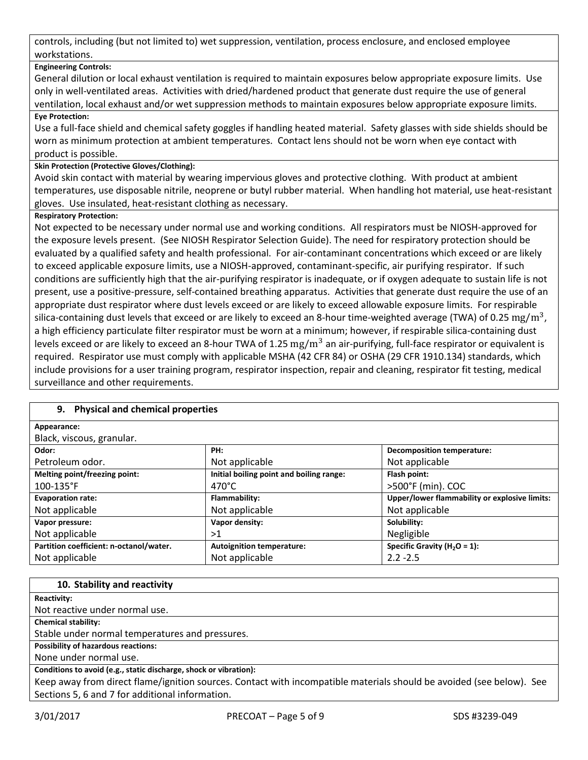controls, including (but not limited to) wet suppression, ventilation, process enclosure, and enclosed employee workstations.

**Engineering Controls:**

General dilution or local exhaust ventilation is required to maintain exposures below appropriate exposure limits. Use only in well-ventilated areas. Activities with dried/hardened product that generate dust require the use of general ventilation, local exhaust and/or wet suppression methods to maintain exposures below appropriate exposure limits.

**Eye Protection:**

Use a full-face shield and chemical safety goggles if handling heated material. Safety glasses with side shields should be worn as minimum protection at ambient temperatures. Contact lens should not be worn when eye contact with product is possible.

**Skin Protection (Protective Gloves/Clothing):**

Avoid skin contact with material by wearing impervious gloves and protective clothing. With product at ambient temperatures, use disposable nitrile, neoprene or butyl rubber material. When handling hot material, use heat-resistant gloves. Use insulated, heat-resistant clothing as necessary.

**Respiratory Protection:**

Not expected to be necessary under normal use and working conditions. All respirators must be NIOSH-approved for the exposure levels present. (See NIOSH Respirator Selection Guide). The need for respiratory protection should be evaluated by a qualified safety and health professional. For air-contaminant concentrations which exceed or are likely to exceed applicable exposure limits, use a NIOSH-approved, contaminant-specific, air purifying respirator. If such conditions are sufficiently high that the air-purifying respirator is inadequate, or if oxygen adequate to sustain life is not present, use a positive-pressure, self-contained breathing apparatus. Activities that generate dust require the use of an appropriate dust respirator where dust levels exceed or are likely to exceed allowable exposure limits. For respirable silica-containing dust levels that exceed or are likely to exceed an 8-hour time-weighted average (TWA) of 0.25 $mg/m^3$, a high efficiency particulate filter respirator must be worn at a minimum; however, if respirable silica-containing dust levels exceed or are likely to exceed an 8-hour TWA of 1.25 $mg/m^3$ an air-purifying, full-face respirator or equivalent is required. Respirator use must comply with applicable MSHA (42 CFR 84) or OSHA (29 CFR 1910.134) standards, which include provisions for a user training program, respirator inspection, repair and cleaning, respirator fit testing, medical surveillance and other requirements.

## 9. Physical and chemical properties

**Appearance:**

Black, viscous, granular.

| | | |
|---|---|---|
| **Odor:** Petroleum odor. | **PH:** Not applicable | **Decomposition temperature:** Not applicable |
| **Melting point/freezing point:** 100-135°F | **Initial boiling point and boiling range:** 470°C | **Flash point:** >500°F (min). COC |
| **Evaporation rate:** Not applicable | **Flammability:** Not applicable | **Upper/lower flammability or explosive limits:** Not applicable |
| **Vapor pressure:** Not applicable | **Vapor density:** >1 | **Solubility:** Negligible |
| **Partition coefficient: n-octanol/water.** Not applicable | **Autoignition temperature:** Not applicable | **Specific Gravity ($H_2O$ = 1):** 2.2 -2.5 |

## 10. Stability and reactivity

**Reactivity:**

Not reactive under normal use.

**Chemical stability:**

Stable under normal temperatures and pressures.

**Possibility of hazardous reactions:**

None under normal use.

**Conditions to avoid (e.g., static discharge, shock or vibration):**

Keep away from direct flame/ignition sources. Contact with incompatible materials should be avoided (see below). See Sections 5, 6 and 7 for additional information.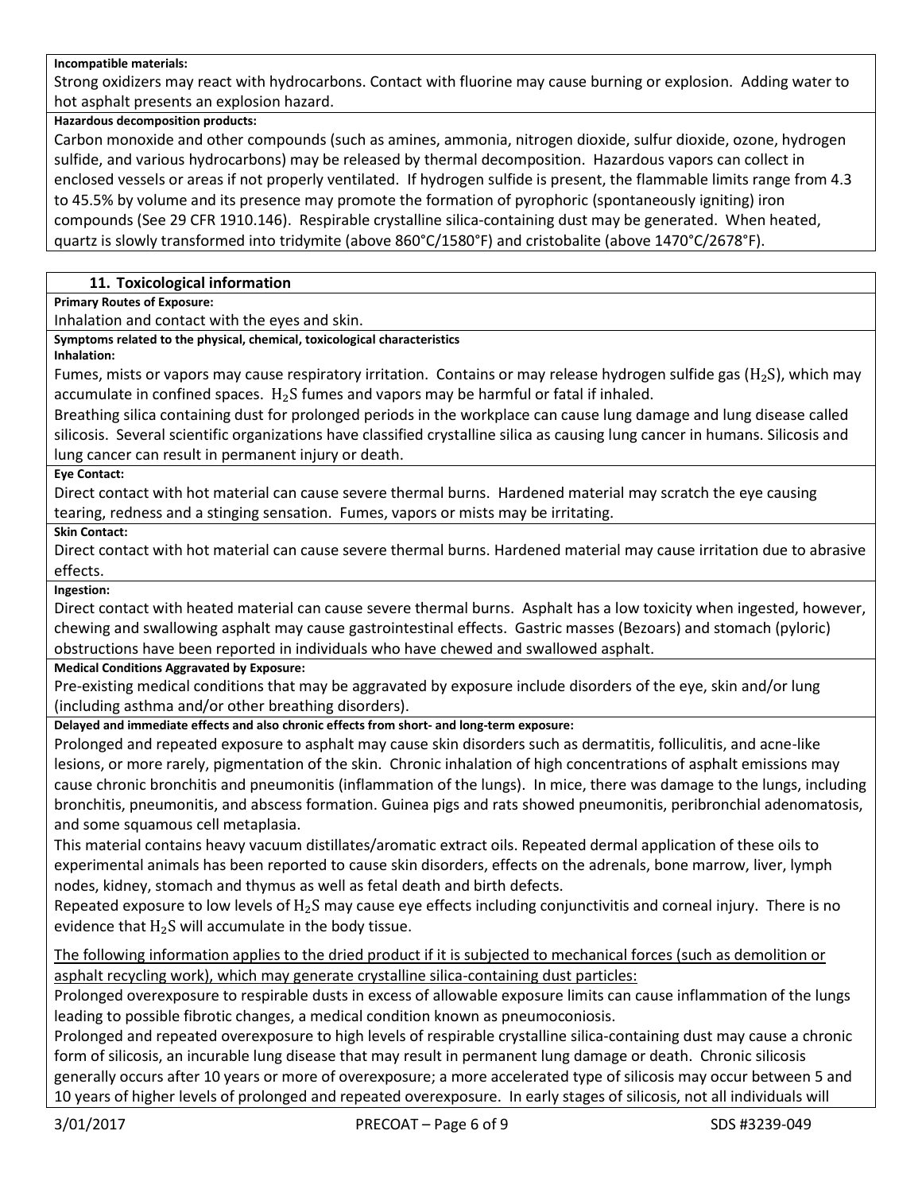**Incompatible materials:**

Strong oxidizers may react with hydrocarbons. Contact with fluorine may cause burning or explosion. Adding water to hot asphalt presents an explosion hazard.

**Hazardous decomposition products:**

Carbon monoxide and other compounds (such as amines, ammonia, nitrogen dioxide, sulfur dioxide, ozone, hydrogen sulfide, and various hydrocarbons) may be released by thermal decomposition. Hazardous vapors can collect in enclosed vessels or areas if not properly ventilated. If hydrogen sulfide is present, the flammable limits range from 4.3 to 45.5% by volume and its presence may promote the formation of pyrophoric (spontaneously igniting) iron compounds (See 29 CFR 1910.146). Respirable crystalline silica-containing dust may be generated. When heated, quartz is slowly transformed into tridymite (above 860°C/1580°F) and cristobalite (above 1470°C/2678°F).

## 11. Toxicological information

**Primary Routes of Exposure:**

Inhalation and contact with the eyes and skin.

**Symptoms related to the physical, chemical, toxicological characteristics**

**Inhalation:**

Fumes, mists or vapors may cause respiratory irritation. Contains or may release hydrogen sulfide gas ($H_2S$), which may accumulate in confined spaces. $H_2S$ fumes and vapors may be harmful or fatal if inhaled.

Breathing silica containing dust for prolonged periods in the workplace can cause lung damage and lung disease called silicosis. Several scientific organizations have classified crystalline silica as causing lung cancer in humans. Silicosis and lung cancer can result in permanent injury or death.

**Eye Contact:**

Direct contact with hot material can cause severe thermal burns. Hardened material may scratch the eye causing tearing, redness and a stinging sensation. Fumes, vapors or mists may be irritating.

**Skin Contact:**

Direct contact with hot material can cause severe thermal burns. Hardened material may cause irritation due to abrasive effects.

**Ingestion:**

Direct contact with heated material can cause severe thermal burns. Asphalt has a low toxicity when ingested, however, chewing and swallowing asphalt may cause gastrointestinal effects. Gastric masses (Bezoars) and stomach (pyloric) obstructions have been reported in individuals who have chewed and swallowed asphalt.

**Medical Conditions Aggravated by Exposure:**

Pre-existing medical conditions that may be aggravated by exposure include disorders of the eye, skin and/or lung (including asthma and/or other breathing disorders).

**Delayed and immediate effects and also chronic effects from short- and long-term exposure:**

Prolonged and repeated exposure to asphalt may cause skin disorders such as dermatitis, folliculitis, and acne-like lesions, or more rarely, pigmentation of the skin. Chronic inhalation of high concentrations of asphalt emissions may cause chronic bronchitis and pneumonitis (inflammation of the lungs). In mice, there was damage to the lungs, including bronchitis, pneumonitis, and abscess formation. Guinea pigs and rats showed pneumonitis, peribronchial adenomatosis, and some squamous cell metaplasia.

This material contains heavy vacuum distillates/aromatic extract oils. Repeated dermal application of these oils to experimental animals has been reported to cause skin disorders, effects on the adrenals, bone marrow, liver, lymph nodes, kidney, stomach and thymus as well as fetal death and birth defects.

Repeated exposure to low levels of $H_2S$ may cause eye effects including conjunctivitis and corneal injury. There is no evidence that $H_2S$ will accumulate in the body tissue.

<u>The following information applies to the dried product if it is subjected to mechanical forces (such as demolition or asphalt recycling work), which may generate crystalline silica-containing dust particles:</u>

Prolonged overexposure to respirable dusts in excess of allowable exposure limits can cause inflammation of the lungs leading to possible fibrotic changes, a medical condition known as pneumoconiosis.

Prolonged and repeated overexposure to high levels of respirable crystalline silica-containing dust may cause a chronic form of silicosis, an incurable lung disease that may result in permanent lung damage or death. Chronic silicosis generally occurs after 10 years or more of overexposure; a more accelerated type of silicosis may occur between 5 and 10 years of higher levels of prolonged and repeated overexposure. In early stages of silicosis, not all individuals will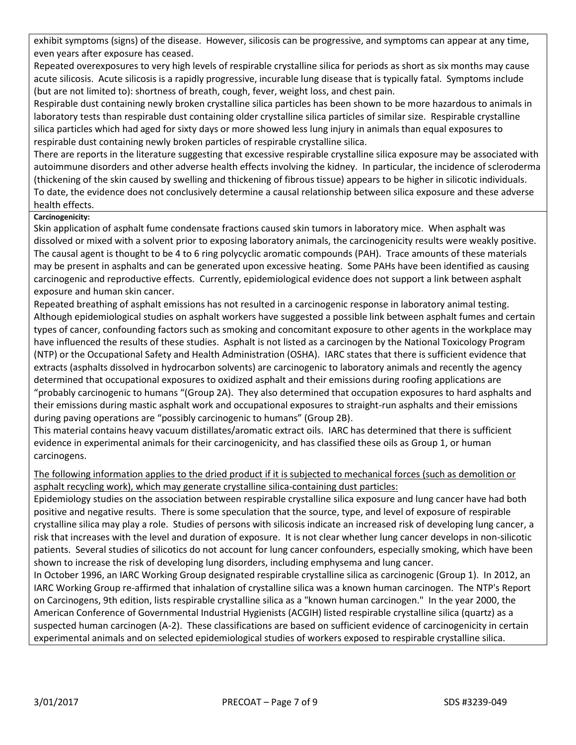exhibit symptoms (signs) of the disease. However, silicosis can be progressive, and symptoms can appear at any time, even years after exposure has ceased.

Repeated overexposures to very high levels of respirable crystalline silica for periods as short as six months may cause acute silicosis. Acute silicosis is a rapidly progressive, incurable lung disease that is typically fatal. Symptoms include (but are not limited to): shortness of breath, cough, fever, weight loss, and chest pain.

Respirable dust containing newly broken crystalline silica particles has been shown to be more hazardous to animals in laboratory tests than respirable dust containing older crystalline silica particles of similar size. Respirable crystalline silica particles which had aged for sixty days or more showed less lung injury in animals than equal exposures to respirable dust containing newly broken particles of respirable crystalline silica.

There are reports in the literature suggesting that excessive respirable crystalline silica exposure may be associated with autoimmune disorders and other adverse health effects involving the kidney. In particular, the incidence of scleroderma (thickening of the skin caused by swelling and thickening of fibrous tissue) appears to be higher in silicotic individuals. To date, the evidence does not conclusively determine a causal relationship between silica exposure and these adverse health effects.

**Carcinogenicity:**

Skin application of asphalt fume condensate fractions caused skin tumors in laboratory mice. When asphalt was dissolved or mixed with a solvent prior to exposing laboratory animals, the carcinogenicity results were weakly positive. The causal agent is thought to be 4 to 6 ring polycyclic aromatic compounds (PAH). Trace amounts of these materials may be present in asphalts and can be generated upon excessive heating. Some PAHs have been identified as causing carcinogenic and reproductive effects. Currently, epidemiological evidence does not support a link between asphalt exposure and human skin cancer.

Repeated breathing of asphalt emissions has not resulted in a carcinogenic response in laboratory animal testing. Although epidemiological studies on asphalt workers have suggested a possible link between asphalt fumes and certain types of cancer, confounding factors such as smoking and concomitant exposure to other agents in the workplace may have influenced the results of these studies. Asphalt is not listed as a carcinogen by the National Toxicology Program (NTP) or the Occupational Safety and Health Administration (OSHA). IARC states that there is sufficient evidence that extracts (asphalts dissolved in hydrocarbon solvents) are carcinogenic to laboratory animals and recently the agency determined that occupational exposures to oxidized asphalt and their emissions during roofing applications are "probably carcinogenic to humans "(Group 2A). They also determined that occupation exposures to hard asphalts and their emissions during mastic asphalt work and occupational exposures to straight-run asphalts and their emissions during paving operations are "possibly carcinogenic to humans" (Group 2B).

This material contains heavy vacuum distillates/aromatic extract oils. IARC has determined that there is sufficient evidence in experimental animals for their carcinogenicity, and has classified these oils as Group 1, or human carcinogens.

<u>The following information applies to the dried product if it is subjected to mechanical forces (such as demolition or asphalt recycling work), which may generate crystalline silica-containing dust particles:</u>

Epidemiology studies on the association between respirable crystalline silica exposure and lung cancer have had both positive and negative results. There is some speculation that the source, type, and level of exposure of respirable crystalline silica may play a role. Studies of persons with silicosis indicate an increased risk of developing lung cancer, a risk that increases with the level and duration of exposure. It is not clear whether lung cancer develops in non-silicotic patients. Several studies of silicotics do not account for lung cancer confounders, especially smoking, which have been shown to increase the risk of developing lung disorders, including emphysema and lung cancer.

In October 1996, an IARC Working Group designated respirable crystalline silica as carcinogenic (Group 1). In 2012, an IARC Working Group re-affirmed that inhalation of crystalline silica was a known human carcinogen. The NTP's Report on Carcinogens, 9th edition, lists respirable crystalline silica as a "known human carcinogen." In the year 2000, the American Conference of Governmental Industrial Hygienists (ACGIH) listed respirable crystalline silica (quartz) as a suspected human carcinogen (A-2). These classifications are based on sufficient evidence of carcinogenicity in certain experimental animals and on selected epidemiological studies of workers exposed to respirable crystalline silica.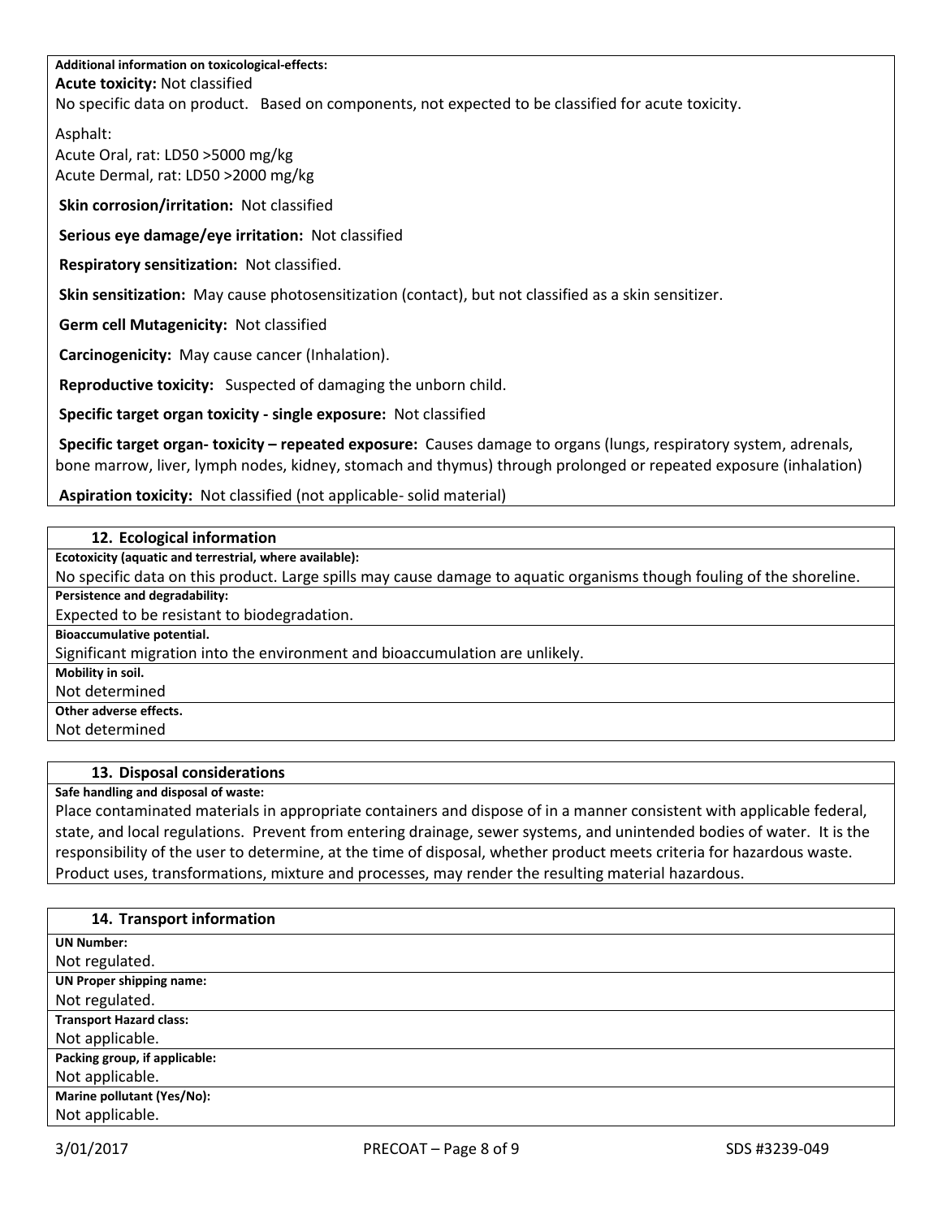**Additional information on toxicological-effects:**

**Acute toxicity:** Not classified

No specific data on product. Based on components, not expected to be classified for acute toxicity.

Asphalt:
Acute Oral, rat: LD50 >5000 mg/kg
Acute Dermal, rat: LD50 >2000 mg/kg

**Skin corrosion/irritation:** Not classified

**Serious eye damage/eye irritation:** Not classified

**Respiratory sensitization:** Not classified.

**Skin sensitization:** May cause photosensitization (contact), but not classified as a skin sensitizer.

**Germ cell Mutagenicity:** Not classified

**Carcinogenicity:** May cause cancer (Inhalation).

**Reproductive toxicity:** Suspected of damaging the unborn child.

**Specific target organ toxicity - single exposure:** Not classified

**Specific target organ- toxicity – repeated exposure:** Causes damage to organs (lungs, respiratory system, adrenals, bone marrow, liver, lymph nodes, kidney, stomach and thymus) through prolonged or repeated exposure (inhalation)

**Aspiration toxicity:** Not classified (not applicable- solid material)

## 12. Ecological information

**Ecotoxicity (aquatic and terrestrial, where available):**

No specific data on this product. Large spills may cause damage to aquatic organisms though fouling of the shoreline.

**Persistence and degradability:**

Expected to be resistant to biodegradation.

**Bioaccumulative potential.**

Significant migration into the environment and bioaccumulation are unlikely.

**Mobility in soil.**

Not determined

**Other adverse effects.**

Not determined

## 13. Disposal considerations

**Safe handling and disposal of waste:**

Place contaminated materials in appropriate containers and dispose of in a manner consistent with applicable federal, state, and local regulations. Prevent from entering drainage, sewer systems, and unintended bodies of water. It is the responsibility of the user to determine, at the time of disposal, whether product meets criteria for hazardous waste. Product uses, transformations, mixture and processes, may render the resulting material hazardous.

## 14. Transport information

**UN Number:**

Not regulated.

**UN Proper shipping name:**

Not regulated.

**Transport Hazard class:**

Not applicable.

**Packing group, if applicable:**

Not applicable.

**Marine pollutant (Yes/No):**

Not applicable.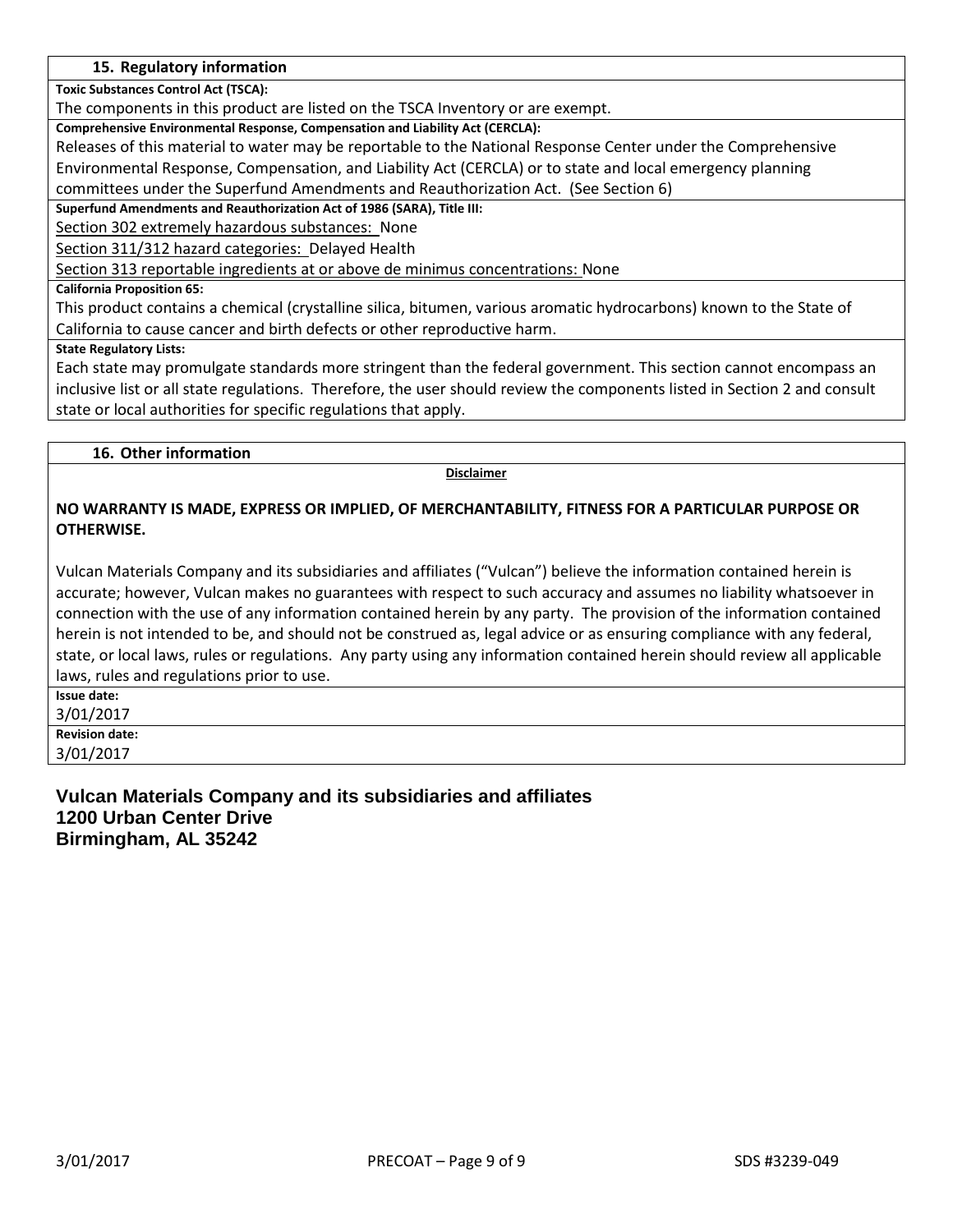## 15. Regulatory information

**Toxic Substances Control Act (TSCA):**

The components in this product are listed on the TSCA Inventory or are exempt.

**Comprehensive Environmental Response, Compensation and Liability Act (CERCLA):**

Releases of this material to water may be reportable to the National Response Center under the Comprehensive Environmental Response, Compensation, and Liability Act (CERCLA) or to state and local emergency planning committees under the Superfund Amendments and Reauthorization Act. (See Section 6)

**Superfund Amendments and Reauthorization Act of 1986 (SARA), Title III:**

Section 302 extremely hazardous substances: None

Section 311/312 hazard categories: Delayed Health

Section 313 reportable ingredients at or above de minimus concentrations: None

**California Proposition 65:**

This product contains a chemical (crystalline silica, bitumen, various aromatic hydrocarbons) known to the State of California to cause cancer and birth defects or other reproductive harm.

**State Regulatory Lists:**

Each state may promulgate standards more stringent than the federal government. This section cannot encompass an inclusive list or all state regulations. Therefore, the user should review the components listed in Section 2 and consult state or local authorities for specific regulations that apply.

## 16. Other information

**Disclaimer**

**NO WARRANTY IS MADE, EXPRESS OR IMPLIED, OF MERCHANTABILITY, FITNESS FOR A PARTICULAR PURPOSE OR OTHERWISE.**

Vulcan Materials Company and its subsidiaries and affiliates ("Vulcan") believe the information contained herein is accurate; however, Vulcan makes no guarantees with respect to such accuracy and assumes no liability whatsoever in connection with the use of any information contained herein by any party. The provision of the information contained herein is not intended to be, and should not be construed as, legal advice or as ensuring compliance with any federal, state, or local laws, rules or regulations. Any party using any information contained herein should review all applicable laws, rules and regulations prior to use.

**Issue date:**

3/01/2017

**Revision date:**

3/01/2017

**Vulcan Materials Company and its subsidiaries and affiliates**
**1200 Urban Center Drive**
**Birmingham, AL 35242**